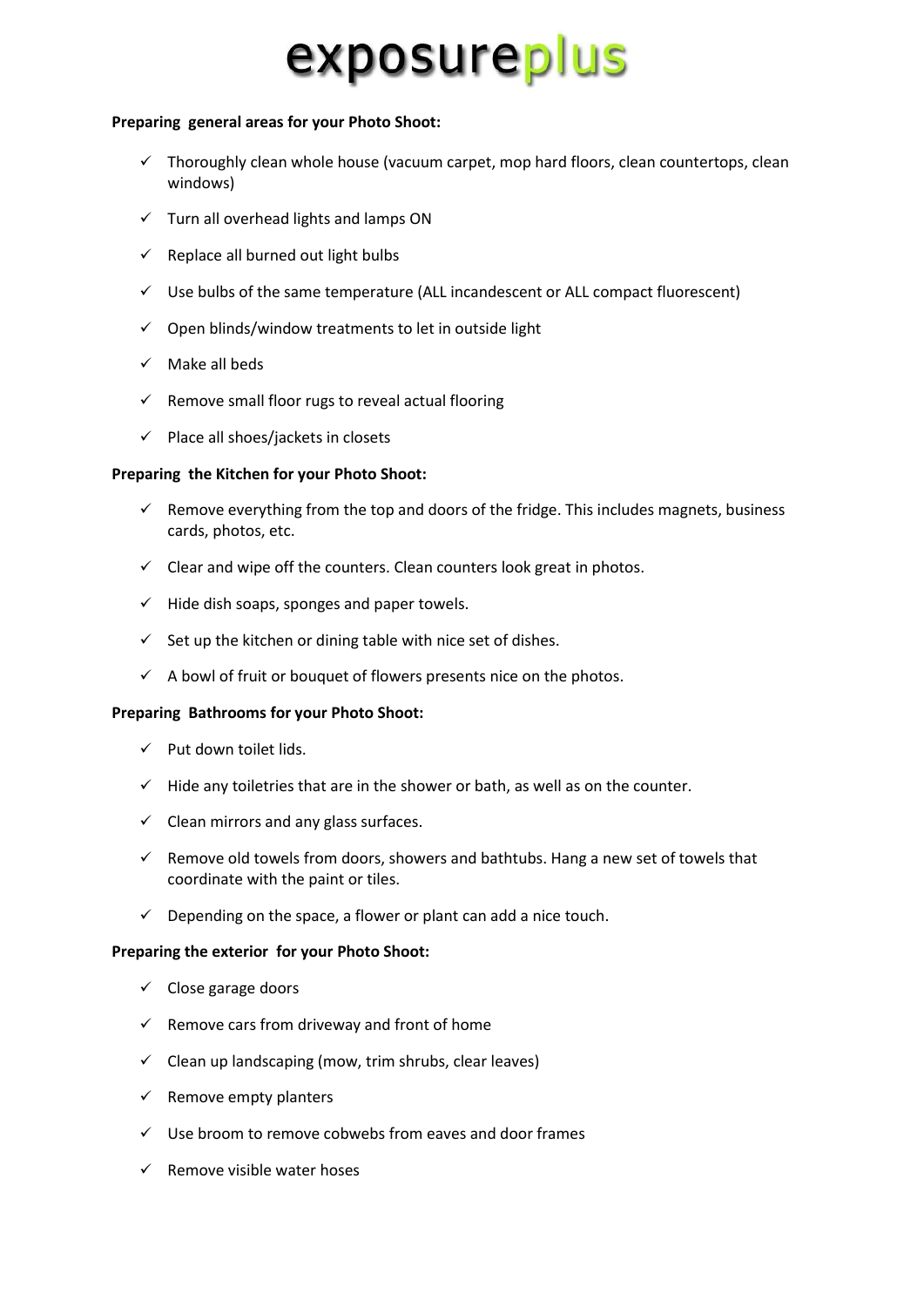# exposureplus

**Preparing general areas for your Photo Shoot:**

- ✓ Thoroughly clean whole house (vacuum carpet, mop hard floors, clean countertops, clean windows)
- ✓ Turn all overhead lights and lamps ON
- ✓ Replace all burned out light bulbs
- ✓ Use bulbs of the same temperature (ALL incandescent or ALL compact fluorescent)
- ✓ Open blinds/window treatments to let in outside light
- ✓ Make all beds
- ✓ Remove small floor rugs to reveal actual flooring
- ✓ Place all shoes/jackets in closets

**Preparing the Kitchen for your Photo Shoot:**

- ✓ Remove everything from the top and doors of the fridge. This includes magnets, business cards, photos, etc.
- ✓ Clear and wipe off the counters. Clean counters look great in photos.
- ✓ Hide dish soaps, sponges and paper towels.
- ✓ Set up the kitchen or dining table with nice set of dishes.
- ✓ A bowl of fruit or bouquet of flowers presents nice on the photos.

**Preparing Bathrooms for your Photo Shoot:**

- ✓ Put down toilet lids.
- ✓ Hide any toiletries that are in the shower or bath, as well as on the counter.
- ✓ Clean mirrors and any glass surfaces.
- ✓ Remove old towels from doors, showers and bathtubs. Hang a new set of towels that coordinate with the paint or tiles.
- ✓ Depending on the space, a flower or plant can add a nice touch.

**Preparing the exterior for your Photo Shoot:**

- ✓ Close garage doors
- ✓ Remove cars from driveway and front of home
- ✓ Clean up landscaping (mow, trim shrubs, clear leaves)
- ✓ Remove empty planters
- ✓ Use broom to remove cobwebs from eaves and door frames
- ✓ Remove visible water hoses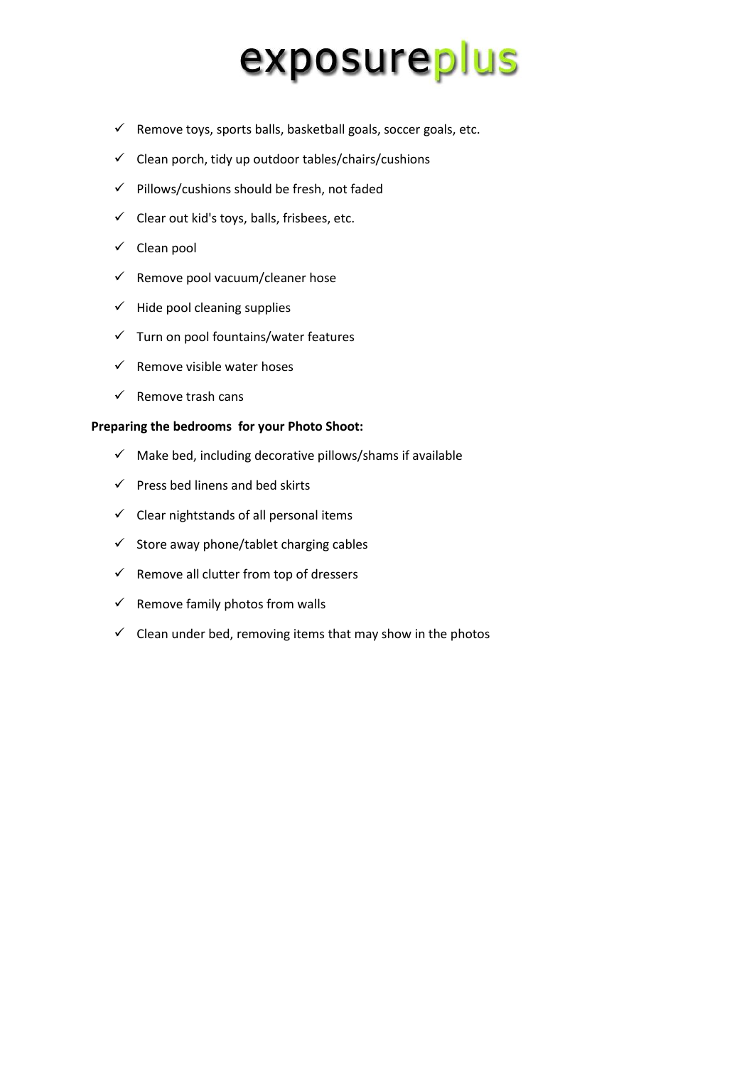- ✓ Remove toys, sports balls, basketball goals, soccer goals, etc.
- ✓ Clean porch, tidy up outdoor tables/chairs/cushions
- ✓ Pillows/cushions should be fresh, not faded
- ✓ Clear out kid's toys, balls, frisbees, etc.
- ✓ Clean pool
- ✓ Remove pool vacuum/cleaner hose
- ✓ Hide pool cleaning supplies
- ✓ Turn on pool fountains/water features
- ✓ Remove visible water hoses
- ✓ Remove trash cans

**Preparing the bedrooms for your Photo Shoot:**

- ✓ Make bed, including decorative pillows/shams if available
- ✓ Press bed linens and bed skirts
- ✓ Clear nightstands of all personal items
- ✓ Store away phone/tablet charging cables
- ✓ Remove all clutter from top of dressers
- ✓ Remove family photos from walls
- ✓ Clean under bed, removing items that may show in the photos